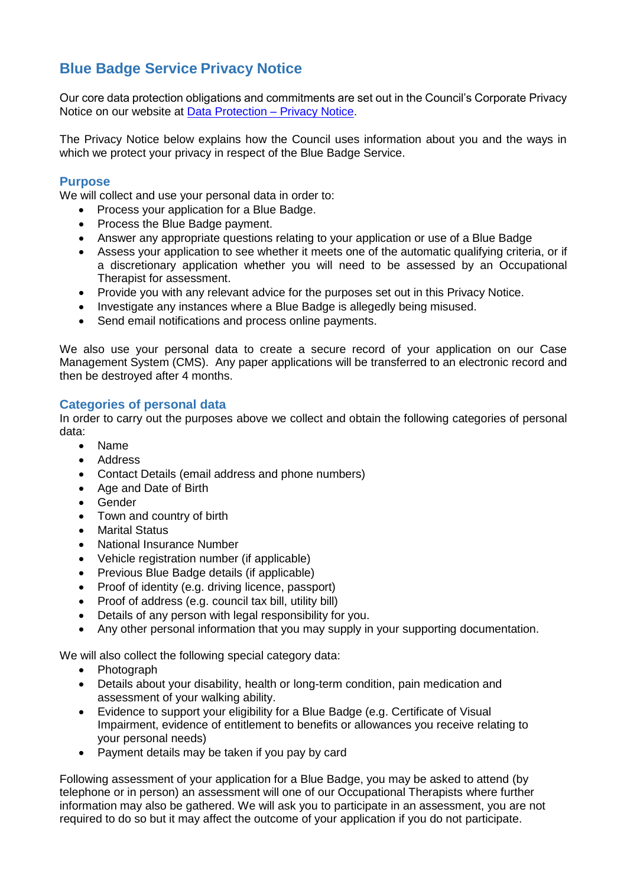# Blue Badge Service Privacy Notice

Our core data protection obligations and commitments are set out in the Council's Corporate Privacy Notice on our website at [Data Protection – Privacy Notice](#).

The Privacy Notice below explains how the Council uses information about you and the ways in which we protect your privacy in respect of the Blue Badge Service.

## Purpose

We will collect and use your personal data in order to:

- Process your application for a Blue Badge.
- Process the Blue Badge payment.
- Answer any appropriate questions relating to your application or use of a Blue Badge
- Assess your application to see whether it meets one of the automatic qualifying criteria, or if a discretionary application whether you will need to be assessed by an Occupational Therapist for assessment.
- Provide you with any relevant advice for the purposes set out in this Privacy Notice.
- Investigate any instances where a Blue Badge is allegedly being misused.
- Send email notifications and process online payments.

We also use your personal data to create a secure record of your application on our Case Management System (CMS). Any paper applications will be transferred to an electronic record and then be destroyed after 4 months.

## Categories of personal data

In order to carry out the purposes above we collect and obtain the following categories of personal data:

- Name
- Address
- Contact Details (email address and phone numbers)
- Age and Date of Birth
- Gender
- Town and country of birth
- Marital Status
- National Insurance Number
- Vehicle registration number (if applicable)
- Previous Blue Badge details (if applicable)
- Proof of identity (e.g. driving licence, passport)
- Proof of address (e.g. council tax bill, utility bill)
- Details of any person with legal responsibility for you.
- Any other personal information that you may supply in your supporting documentation.

We will also collect the following special category data:

- Photograph
- Details about your disability, health or long-term condition, pain medication and assessment of your walking ability.
- Evidence to support your eligibility for a Blue Badge (e.g. Certificate of Visual Impairment, evidence of entitlement to benefits or allowances you receive relating to your personal needs)
- Payment details may be taken if you pay by card

Following assessment of your application for a Blue Badge, you may be asked to attend (by telephone or in person) an assessment will one of our Occupational Therapists where further information may also be gathered. We will ask you to participate in an assessment, you are not required to do so but it may affect the outcome of your application if you do not participate.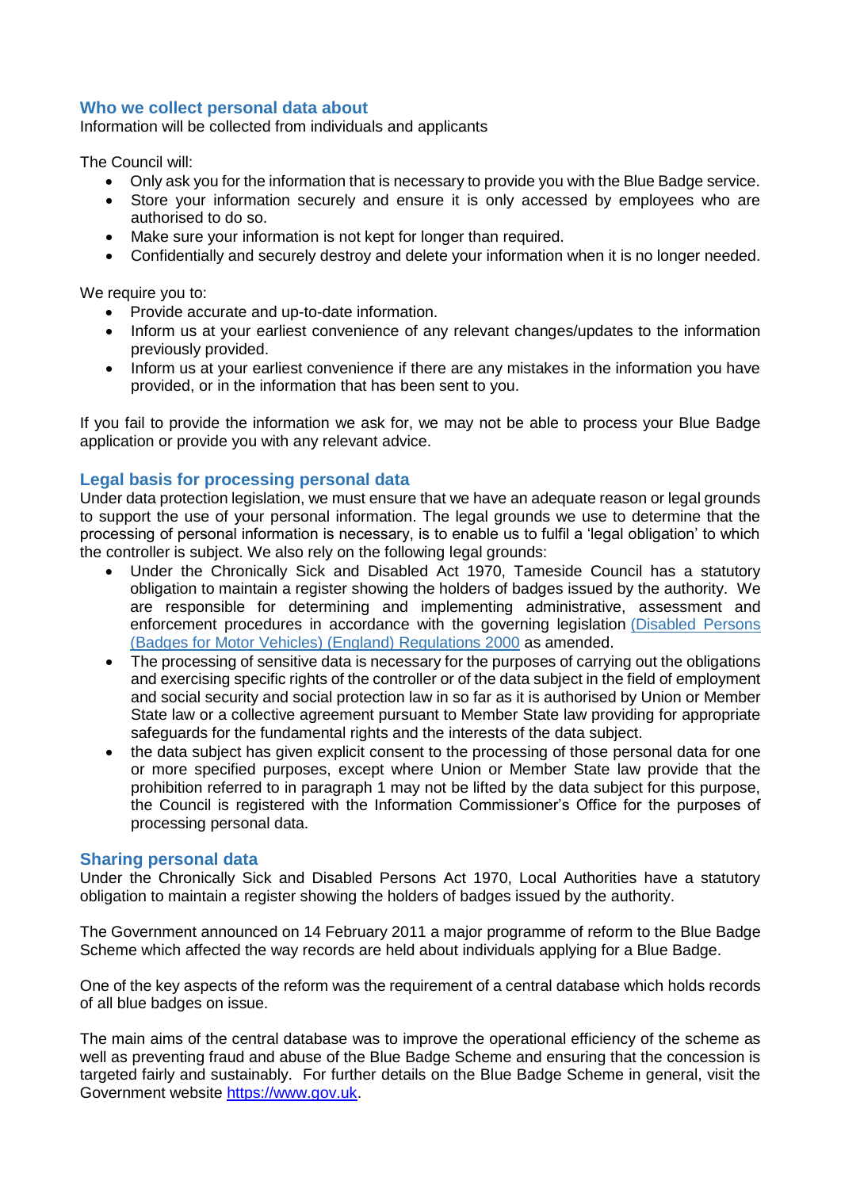## Who we collect personal data about

Information will be collected from individuals and applicants

The Council will:

- Only ask you for the information that is necessary to provide you with the Blue Badge service.
- Store your information securely and ensure it is only accessed by employees who are authorised to do so.
- Make sure your information is not kept for longer than required.
- Confidentially and securely destroy and delete your information when it is no longer needed.

We require you to:

- Provide accurate and up-to-date information.
- Inform us at your earliest convenience of any relevant changes/updates to the information previously provided.
- Inform us at your earliest convenience if there are any mistakes in the information you have provided, or in the information that has been sent to you.

If you fail to provide the information we ask for, we may not be able to process your Blue Badge application or provide you with any relevant advice.

## Legal basis for processing personal data

Under data protection legislation, we must ensure that we have an adequate reason or legal grounds to support the use of your personal information. The legal grounds we use to determine that the processing of personal information is necessary, is to enable us to fulfil a 'legal obligation' to which the controller is subject. We also rely on the following legal grounds:

- Under the Chronically Sick and Disabled Act 1970, Tameside Council has a statutory obligation to maintain a register showing the holders of badges issued by the authority. We are responsible for determining and implementing administrative, assessment and enforcement procedures in accordance with the governing legislation (Disabled Persons (Badges for Motor Vehicles) (England) Regulations 2000 as amended.
- The processing of sensitive data is necessary for the purposes of carrying out the obligations and exercising specific rights of the controller or of the data subject in the field of employment and social security and social protection law in so far as it is authorised by Union or Member State law or a collective agreement pursuant to Member State law providing for appropriate safeguards for the fundamental rights and the interests of the data subject.
- the data subject has given explicit consent to the processing of those personal data for one or more specified purposes, except where Union or Member State law provide that the prohibition referred to in paragraph 1 may not be lifted by the data subject for this purpose, the Council is registered with the Information Commissioner's Office for the purposes of processing personal data.

## Sharing personal data

Under the Chronically Sick and Disabled Persons Act 1970, Local Authorities have a statutory obligation to maintain a register showing the holders of badges issued by the authority.

The Government announced on 14 February 2011 a major programme of reform to the Blue Badge Scheme which affected the way records are held about individuals applying for a Blue Badge.

One of the key aspects of the reform was the requirement of a central database which holds records of all blue badges on issue.

The main aims of the central database was to improve the operational efficiency of the scheme as well as preventing fraud and abuse of the Blue Badge Scheme and ensuring that the concession is targeted fairly and sustainably. For further details on the Blue Badge Scheme in general, visit the Government website https://www.gov.uk.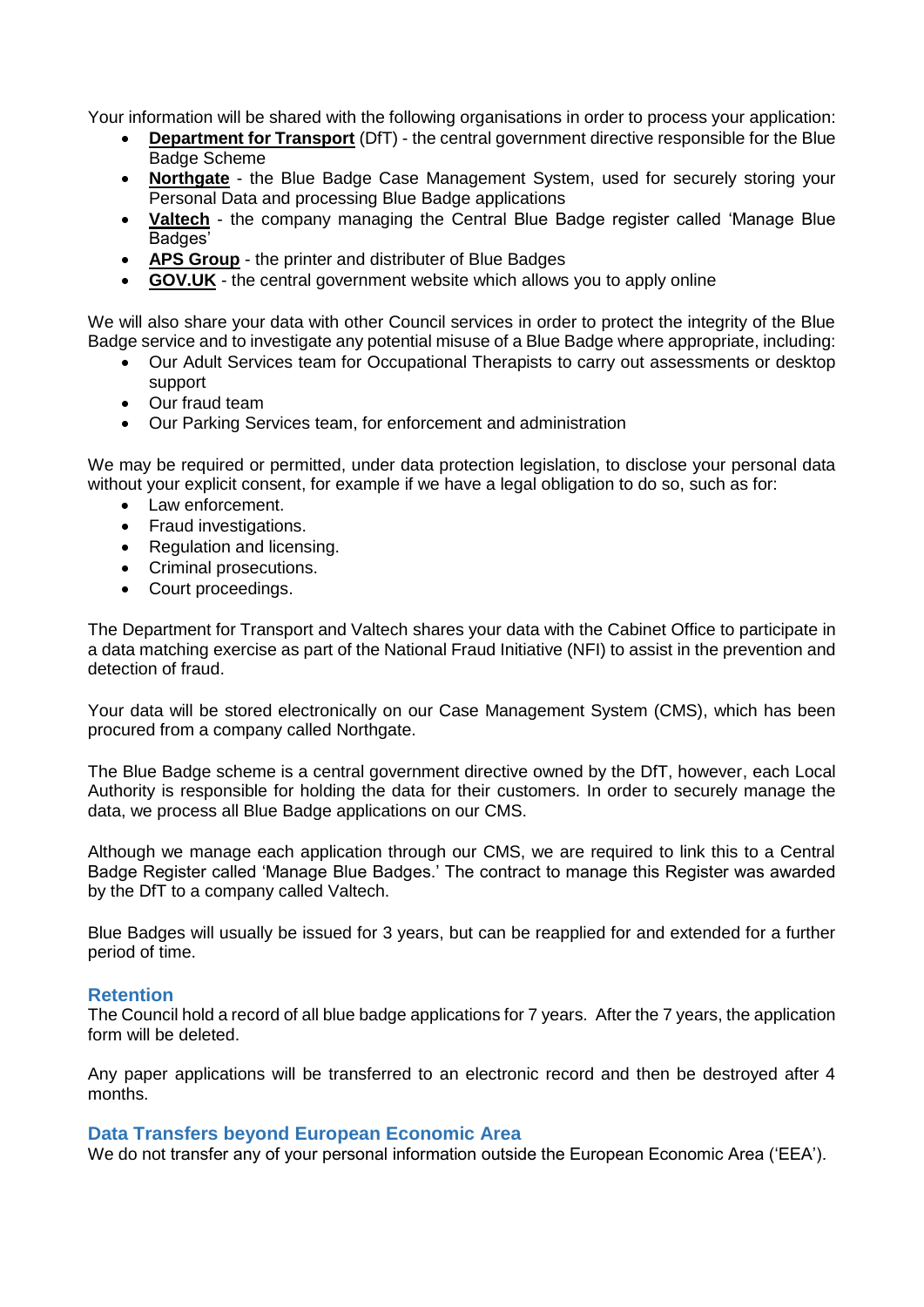Your information will be shared with the following organisations in order to process your application:

- **Department for Transport** (DfT) - the central government directive responsible for the Blue Badge Scheme
- **Northgate** - the Blue Badge Case Management System, used for securely storing your Personal Data and processing Blue Badge applications
- **Valtech** - the company managing the Central Blue Badge register called 'Manage Blue Badges'
- **APS Group** - the printer and distributer of Blue Badges
- **GOV.UK** - the central government website which allows you to apply online

We will also share your data with other Council services in order to protect the integrity of the Blue Badge service and to investigate any potential misuse of a Blue Badge where appropriate, including:

- Our Adult Services team for Occupational Therapists to carry out assessments or desktop support
- Our fraud team
- Our Parking Services team, for enforcement and administration

We may be required or permitted, under data protection legislation, to disclose your personal data without your explicit consent, for example if we have a legal obligation to do so, such as for:

- Law enforcement.
- Fraud investigations.
- Regulation and licensing.
- Criminal prosecutions.
- Court proceedings.

The Department for Transport and Valtech shares your data with the Cabinet Office to participate in a data matching exercise as part of the National Fraud Initiative (NFI) to assist in the prevention and detection of fraud.

Your data will be stored electronically on our Case Management System (CMS), which has been procured from a company called Northgate.

The Blue Badge scheme is a central government directive owned by the DfT, however, each Local Authority is responsible for holding the data for their customers. In order to securely manage the data, we process all Blue Badge applications on our CMS.

Although we manage each application through our CMS, we are required to link this to a Central Badge Register called 'Manage Blue Badges.' The contract to manage this Register was awarded by the DfT to a company called Valtech.

Blue Badges will usually be issued for 3 years, but can be reapplied for and extended for a further period of time.

## Retention

The Council hold a record of all blue badge applications for 7 years. After the 7 years, the application form will be deleted.

Any paper applications will be transferred to an electronic record and then be destroyed after 4 months.

## Data Transfers beyond European Economic Area

We do not transfer any of your personal information outside the European Economic Area ('EEA').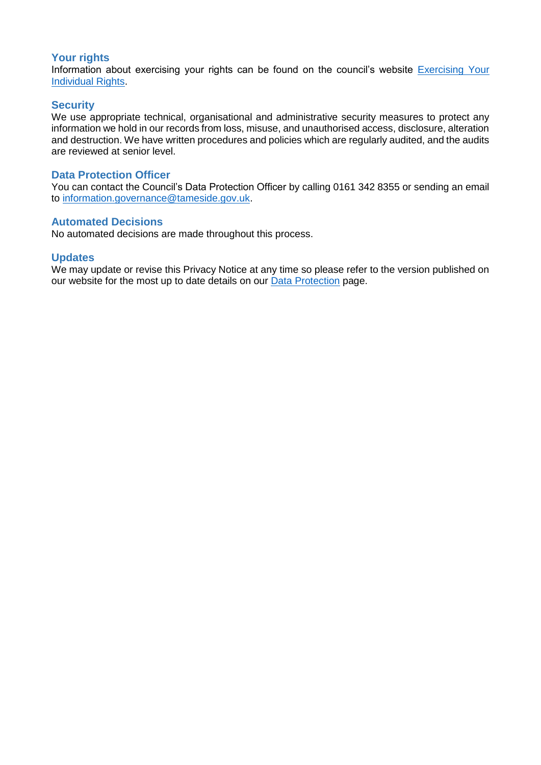## Your rights

Information about exercising your rights can be found on the council's website [Exercising Your Individual Rights].

## Security

We use appropriate technical, organisational and administrative security measures to protect any information we hold in our records from loss, misuse, and unauthorised access, disclosure, alteration and destruction. We have written procedures and policies which are regularly audited, and the audits are reviewed at senior level.

## Data Protection Officer

You can contact the Council's Data Protection Officer by calling 0161 342 8355 or sending an email to information.governance@tameside.gov.uk.

## Automated Decisions

No automated decisions are made throughout this process.

## Updates

We may update or revise this Privacy Notice at any time so please refer to the version published on our website for the most up to date details on our [Data Protection] page.